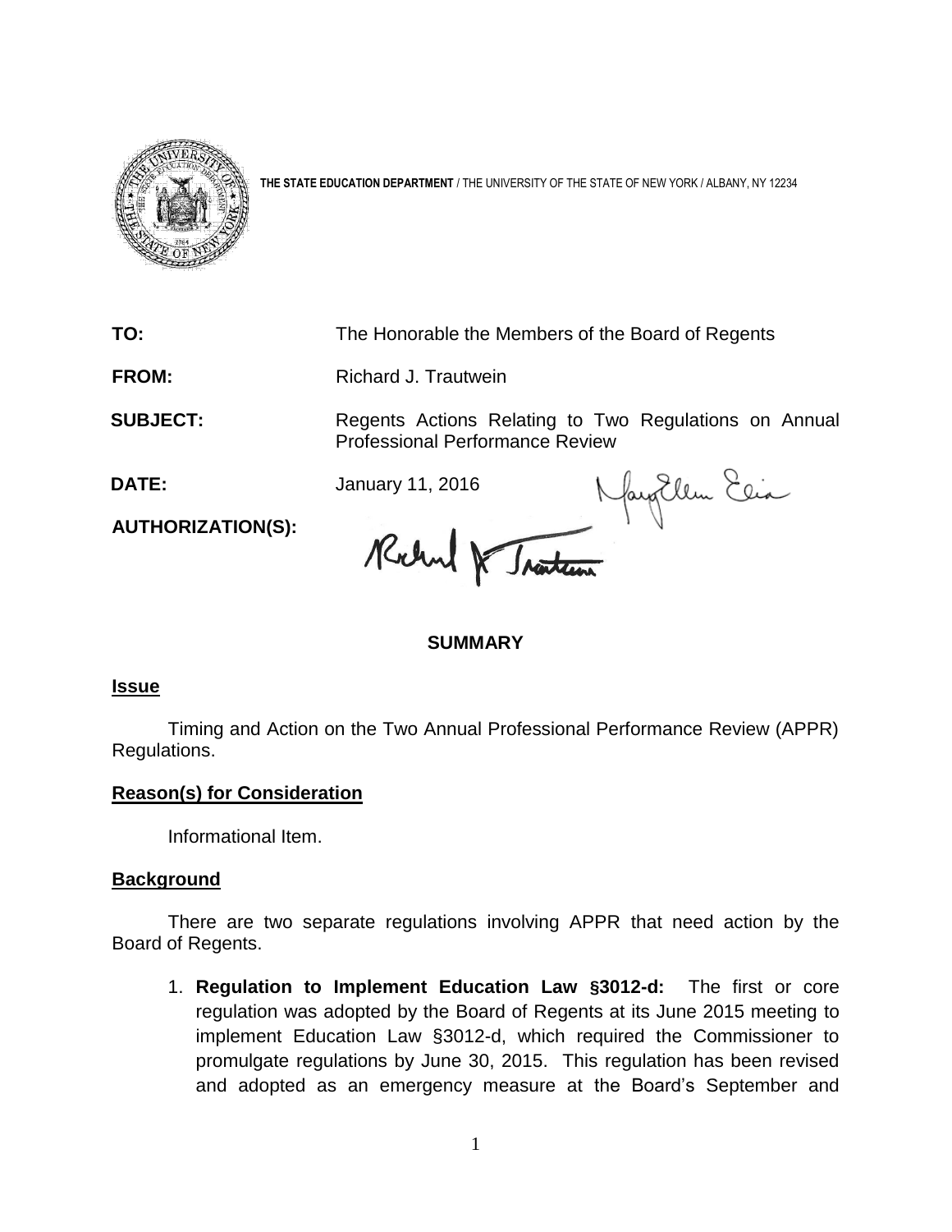**THE STATE EDUCATION DEPARTMENT** / THE UNIVERSITY OF THE STATE OF NEW YORK / ALBANY, NY 12234

**TO:** The Honorable the Members of the Board of Regents

**FROM:** Richard J. Trautwein

**SUBJECT:** Regents Actions Relating to Two Regulations on Annual Professional Performance Review

**DATE:** January 11, 2016

**AUTHORIZATION(S):**

## SUMMARY

### Issue

Timing and Action on the Two Annual Professional Performance Review (APPR) Regulations.

### Reason(s) for Consideration

Informational Item.

### Background

There are two separate regulations involving APPR that need action by the Board of Regents.

1. **Regulation to Implement Education Law §3012-d:** The first or core regulation was adopted by the Board of Regents at its June 2015 meeting to implement Education Law §3012-d, which required the Commissioner to promulgate regulations by June 30, 2015. This regulation has been revised and adopted as an emergency measure at the Board's September and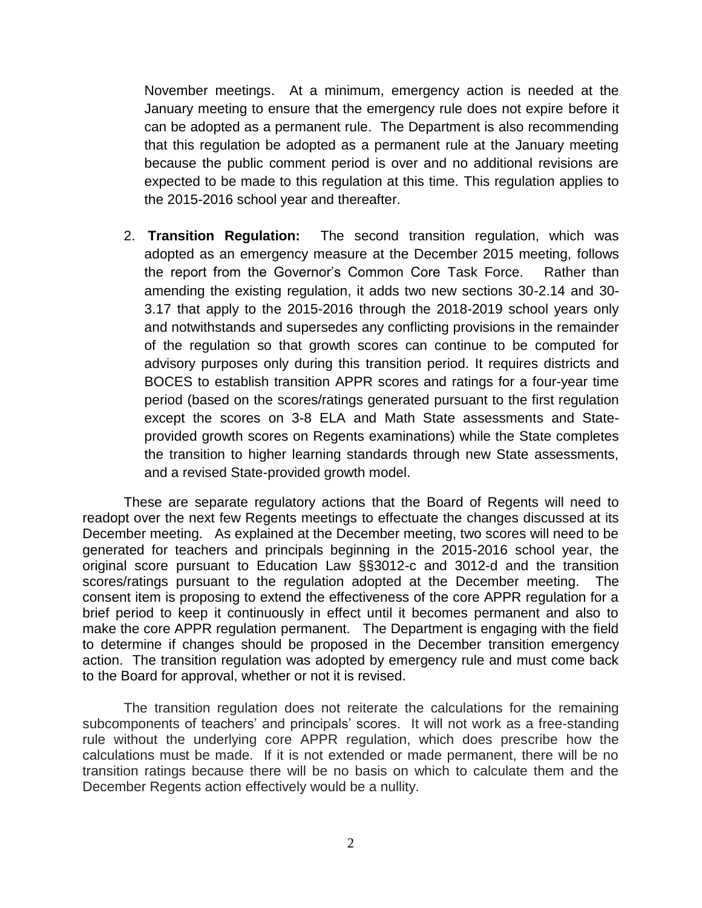November meetings. At a minimum, emergency action is needed at the January meeting to ensure that the emergency rule does not expire before it can be adopted as a permanent rule. The Department is also recommending that this regulation be adopted as a permanent rule at the January meeting because the public comment period is over and no additional revisions are expected to be made to this regulation at this time. This regulation applies to the 2015-2016 school year and thereafter.

2. **Transition Regulation:** The second transition regulation, which was adopted as an emergency measure at the December 2015 meeting, follows the report from the Governor's Common Core Task Force. Rather than amending the existing regulation, it adds two new sections 30-2.14 and 30-3.17 that apply to the 2015-2016 through the 2018-2019 school years only and notwithstands and supersedes any conflicting provisions in the remainder of the regulation so that growth scores can continue to be computed for advisory purposes only during this transition period. It requires districts and BOCES to establish transition APPR scores and ratings for a four-year time period (based on the scores/ratings generated pursuant to the first regulation except the scores on 3-8 ELA and Math State assessments and State-provided growth scores on Regents examinations) while the State completes the transition to higher learning standards through new State assessments, and a revised State-provided growth model.

These are separate regulatory actions that the Board of Regents will need to readopt over the next few Regents meetings to effectuate the changes discussed at its December meeting. As explained at the December meeting, two scores will need to be generated for teachers and principals beginning in the 2015-2016 school year, the original score pursuant to Education Law §§3012-c and 3012-d and the transition scores/ratings pursuant to the regulation adopted at the December meeting. The consent item is proposing to extend the effectiveness of the core APPR regulation for a brief period to keep it continuously in effect until it becomes permanent and also to make the core APPR regulation permanent. The Department is engaging with the field to determine if changes should be proposed in the December transition emergency action. The transition regulation was adopted by emergency rule and must come back to the Board for approval, whether or not it is revised.

The transition regulation does not reiterate the calculations for the remaining subcomponents of teachers' and principals' scores. It will not work as a free-standing rule without the underlying core APPR regulation, which does prescribe how the calculations must be made. If it is not extended or made permanent, there will be no transition ratings because there will be no basis on which to calculate them and the December Regents action effectively would be a nullity.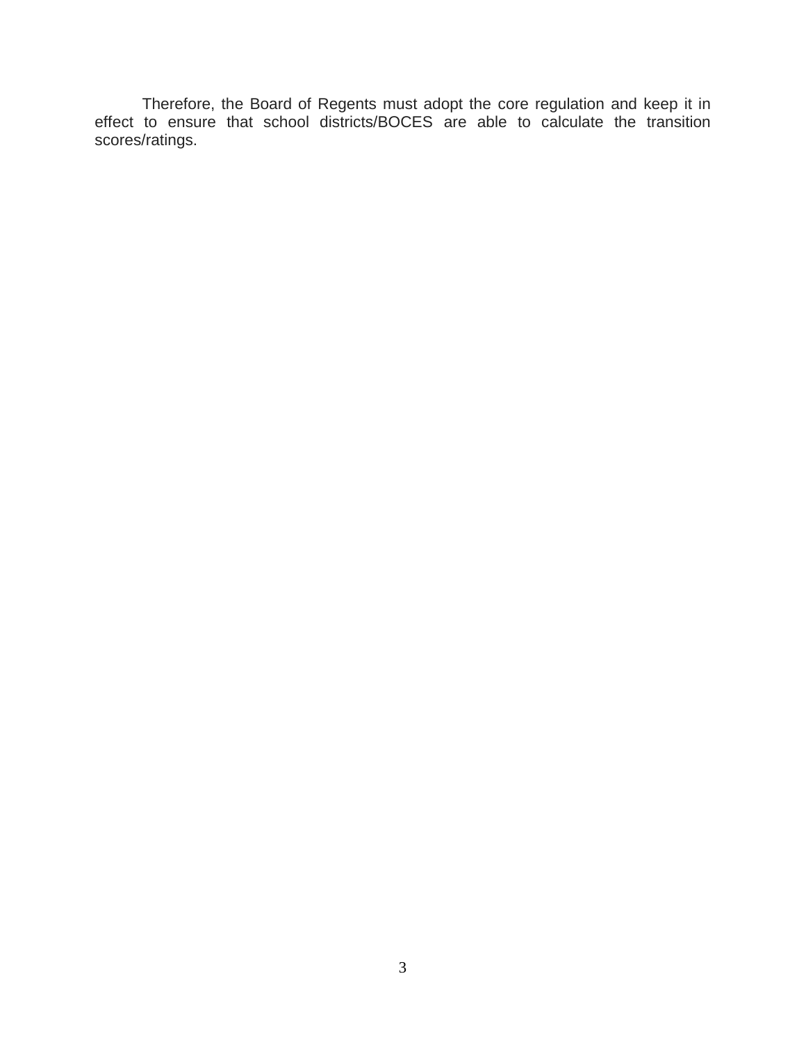Therefore, the Board of Regents must adopt the core regulation and keep it in effect to ensure that school districts/BOCES are able to calculate the transition scores/ratings.